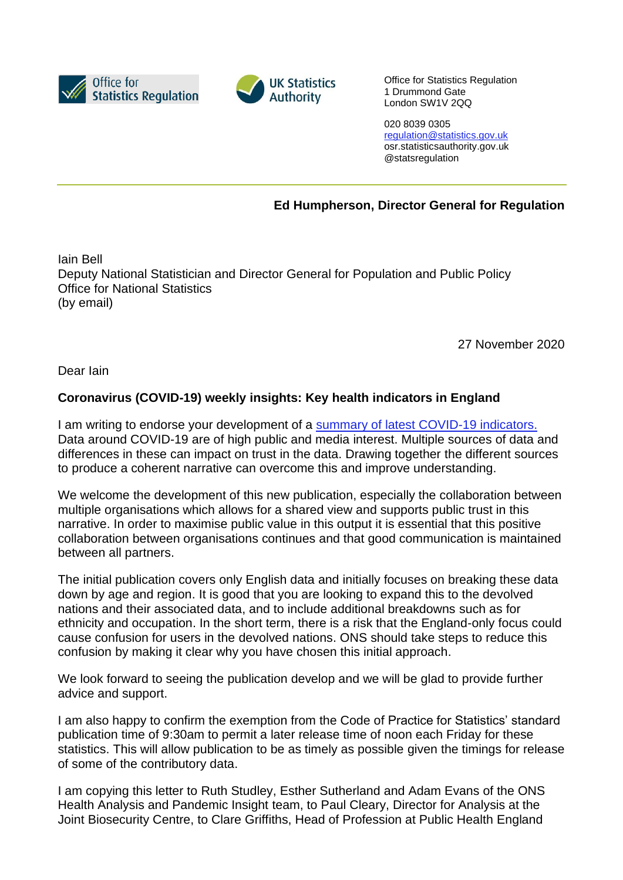Office for Statistics Regulation

UK Statistics Authority

Office for Statistics Regulation
1 Drummond Gate
London SW1V 2QQ

020 8039 0305
regulation@statistics.gov.uk
osr.statisticsauthority.gov.uk
@statsregulation

---

**Ed Humpherson, Director General for Regulation**

Iain Bell
Deputy National Statistician and Director General for Population and Public Policy
Office for National Statistics
(by email)

27 November 2020

Dear Iain

**Coronavirus (COVID-19) weekly insights: Key health indicators in England**

I am writing to endorse your development of a [summary of latest COVID-19 indicators.](#) Data around COVID-19 are of high public and media interest. Multiple sources of data and differences in these can impact on trust in the data. Drawing together the different sources to produce a coherent narrative can overcome this and improve understanding.

We welcome the development of this new publication, especially the collaboration between multiple organisations which allows for a shared view and supports public trust in this narrative. In order to maximise public value in this output it is essential that this positive collaboration between organisations continues and that good communication is maintained between all partners.

The initial publication covers only English data and initially focuses on breaking these data down by age and region. It is good that you are looking to expand this to the devolved nations and their associated data, and to include additional breakdowns such as for ethnicity and occupation. In the short term, there is a risk that the England-only focus could cause confusion for users in the devolved nations. ONS should take steps to reduce this confusion by making it clear why you have chosen this initial approach.

We look forward to seeing the publication develop and we will be glad to provide further advice and support.

I am also happy to confirm the exemption from the Code of Practice for Statistics' standard publication time of 9:30am to permit a later release time of noon each Friday for these statistics. This will allow publication to be as timely as possible given the timings for release of some of the contributory data.

I am copying this letter to Ruth Studley, Esther Sutherland and Adam Evans of the ONS Health Analysis and Pandemic Insight team, to Paul Cleary, Director for Analysis at the Joint Biosecurity Centre, to Clare Griffiths, Head of Profession at Public Health England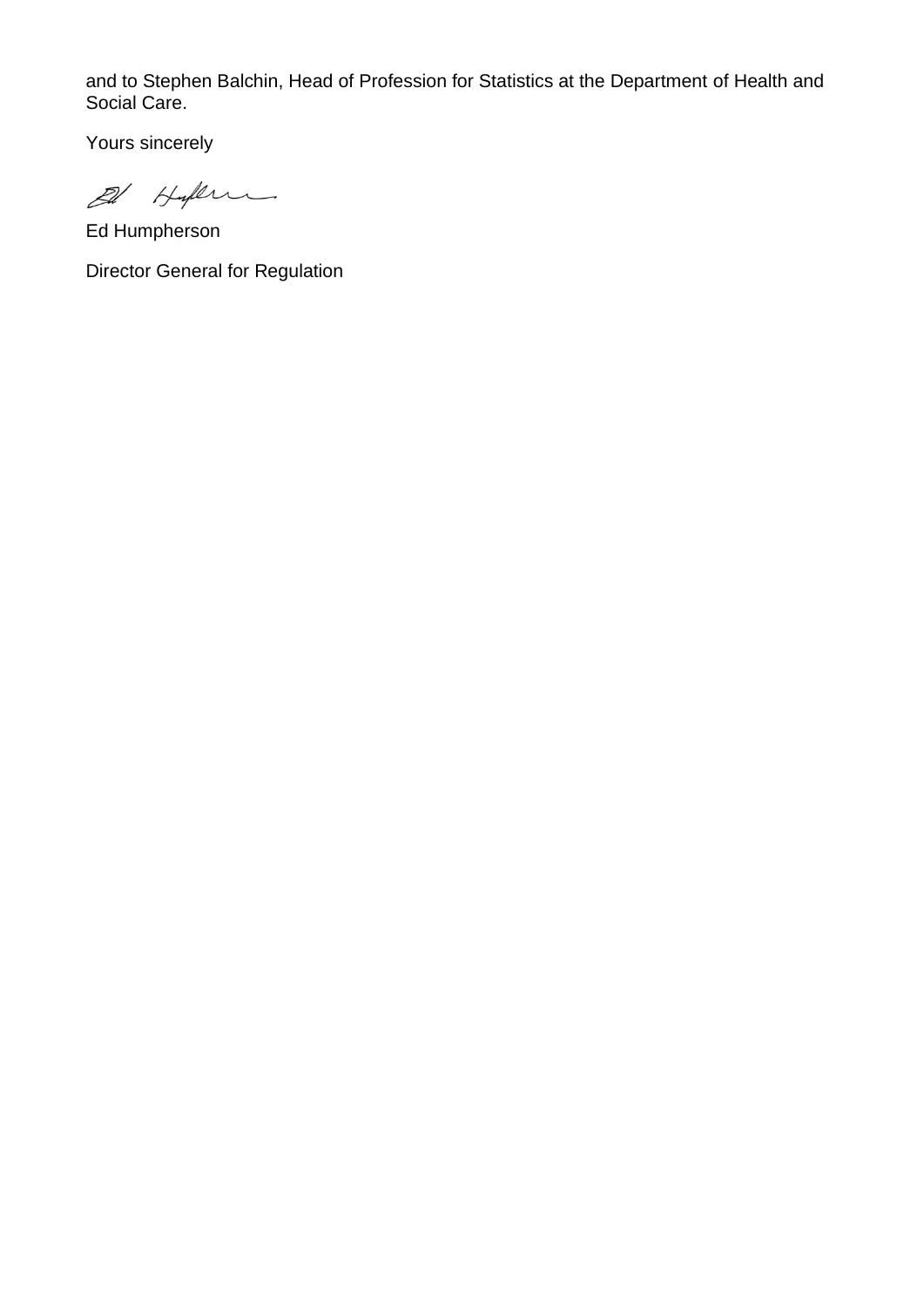and to Stephen Balchin, Head of Profession for Statistics at the Department of Health and Social Care.

Yours sincerely

Ed Humpherson

Director General for Regulation